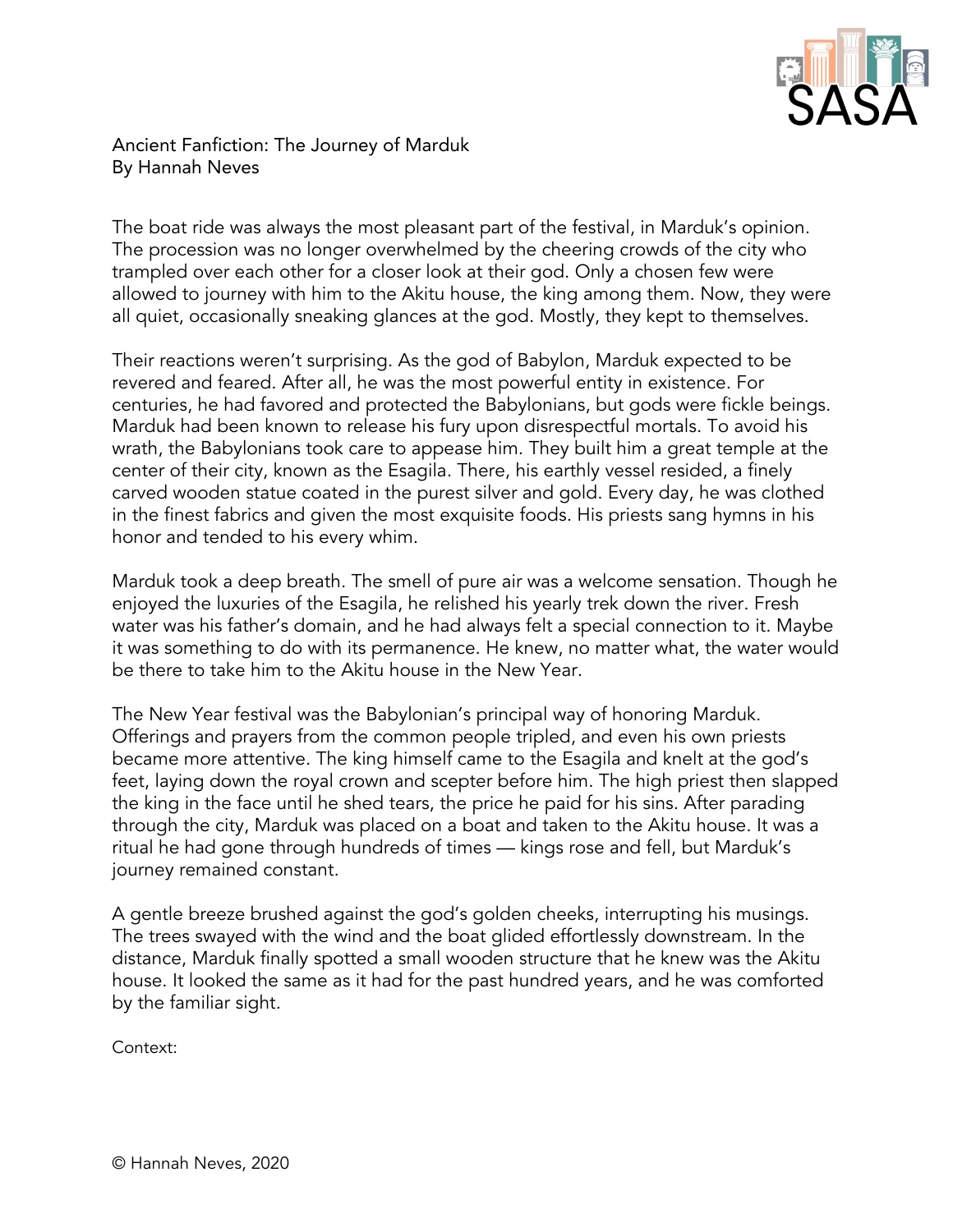Ancient Fanfiction: The Journey of Marduk
By Hannah Neves

The boat ride was always the most pleasant part of the festival, in Marduk's opinion. The procession was no longer overwhelmed by the cheering crowds of the city who trampled over each other for a closer look at their god. Only a chosen few were allowed to journey with him to the Akitu house, the king among them. Now, they were all quiet, occasionally sneaking glances at the god. Mostly, they kept to themselves.

Their reactions weren't surprising. As the god of Babylon, Marduk expected to be revered and feared. After all, he was the most powerful entity in existence. For centuries, he had favored and protected the Babylonians, but gods were fickle beings. Marduk had been known to release his fury upon disrespectful mortals. To avoid his wrath, the Babylonians took care to appease him. They built him a great temple at the center of their city, known as the Esagila. There, his earthly vessel resided, a finely carved wooden statue coated in the purest silver and gold. Every day, he was clothed in the finest fabrics and given the most exquisite foods. His priests sang hymns in his honor and tended to his every whim.

Marduk took a deep breath. The smell of pure air was a welcome sensation. Though he enjoyed the luxuries of the Esagila, he relished his yearly trek down the river. Fresh water was his father's domain, and he had always felt a special connection to it. Maybe it was something to do with its permanence. He knew, no matter what, the water would be there to take him to the Akitu house in the New Year.

The New Year festival was the Babylonian's principal way of honoring Marduk. Offerings and prayers from the common people tripled, and even his own priests became more attentive. The king himself came to the Esagila and knelt at the god's feet, laying down the royal crown and scepter before him. The high priest then slapped the king in the face until he shed tears, the price he paid for his sins. After parading through the city, Marduk was placed on a boat and taken to the Akitu house. It was a ritual he had gone through hundreds of times — kings rose and fell, but Marduk's journey remained constant.

A gentle breeze brushed against the god's golden cheeks, interrupting his musings. The trees swayed with the wind and the boat glided effortlessly downstream. In the distance, Marduk finally spotted a small wooden structure that he knew was the Akitu house. It looked the same as it had for the past hundred years, and he was comforted by the familiar sight.

Context:

© Hannah Neves, 2020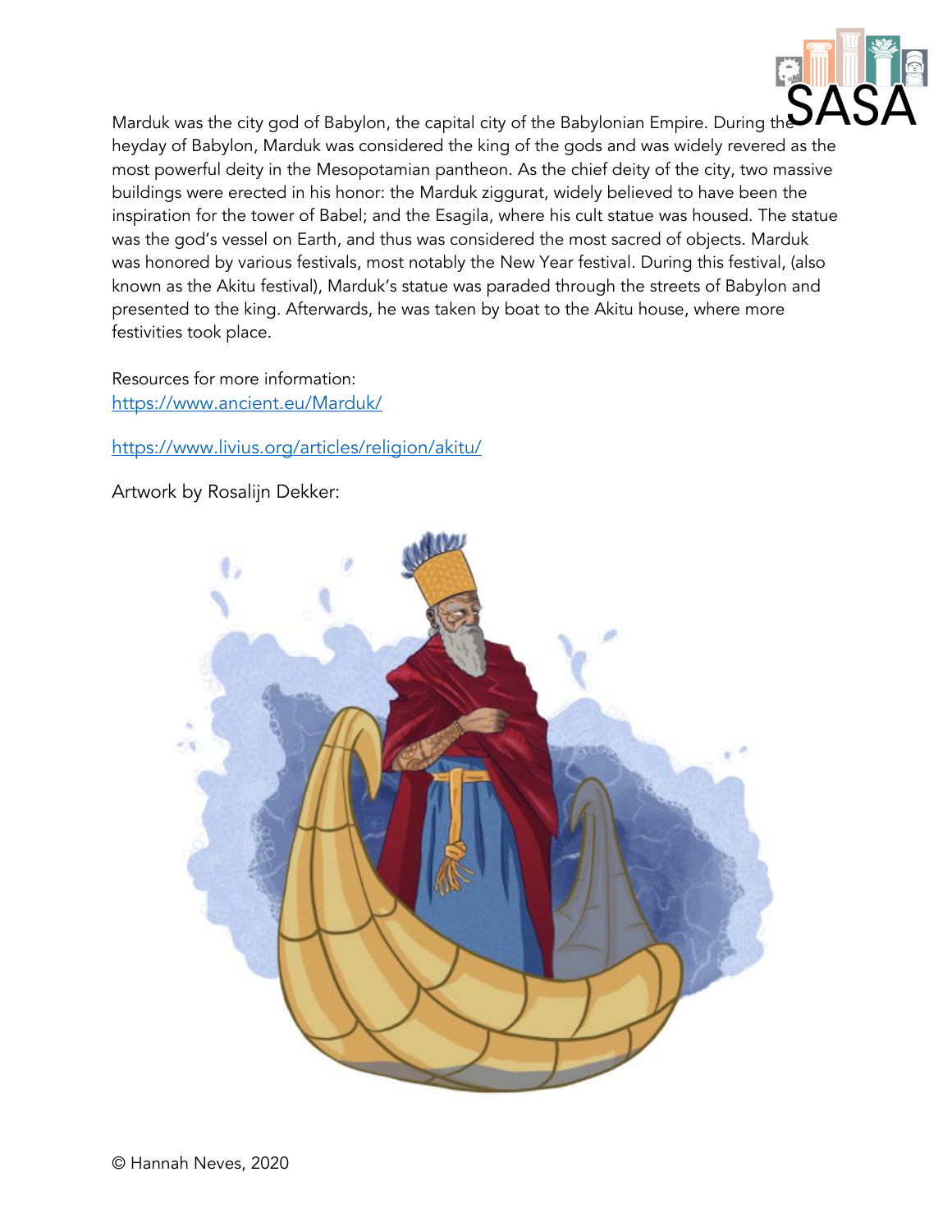Marduk was the city god of Babylon, the capital city of the Babylonian Empire. During the heyday of Babylon, Marduk was considered the king of the gods and was widely revered as the most powerful deity in the Mesopotamian pantheon. As the chief deity of the city, two massive buildings were erected in his honor: the Marduk ziggurat, widely believed to have been the inspiration for the tower of Babel; and the Esagila, where his cult statue was housed. The statue was the god's vessel on Earth, and thus was considered the most sacred of objects. Marduk was honored by various festivals, most notably the New Year festival. During this festival, (also known as the Akitu festival), Marduk's statue was paraded through the streets of Babylon and presented to the king. Afterwards, he was taken by boat to the Akitu house, where more festivities took place.

Resources for more information:
https://www.ancient.eu/Marduk/

https://www.livius.org/articles/religion/akitu/

Artwork by Rosalijn Dekker:

© Hannah Neves, 2020